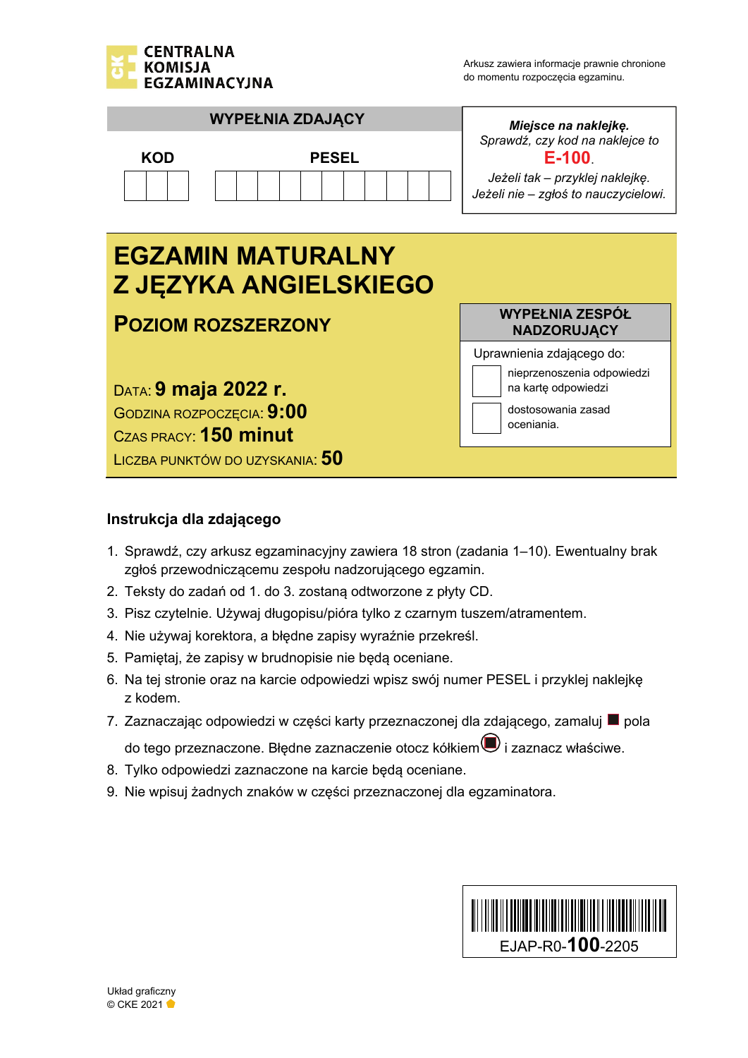CENTRALNA
KOMISJA
EGZAMINACYJNA

Arkusz zawiera informacje prawnie chronione do momentu rozpoczęcia egzaminu.

**WYPEŁNIA ZDAJĄCY**

| KOD | PESEL |
|---|---|
| | |

*Miejsce na naklejkę.*
*Sprawdź, czy kod na naklejce to*
**E-100**.
*Jeżeli tak – przyklej naklejkę.*
*Jeżeli nie – zgłoś to nauczycielowi.*

# EGZAMIN MATURALNY Z JĘZYKA ANGIELSKIEGO

## POZIOM ROZSZERZONY

DATA: **9 maja 2022 r.**
GODZINA ROZPOCZĘCIA: **9:00**
CZAS PRACY: **150 minut**
LICZBA PUNKTÓW DO UZYSKANIA: **50**

**WYPEŁNIA ZESPÓŁ NADZORUJĄCY**

Uprawnienia zdającego do:
- [ ] nieprzenoszenia odpowiedzi na kartę odpowiedzi
- [ ] dostosowania zasad oceniania.

### Instrukcja dla zdającego

1. Sprawdź, czy arkusz egzaminacyjny zawiera 18 stron (zadania 1–10). Ewentualny brak zgłoś przewodniczącemu zespołu nadzorującego egzamin.
2. Teksty do zadań od 1. do 3. zostaną odtworzone z płyty CD.
3. Pisz czytelnie. Używaj długopisu/pióra tylko z czarnym tuszem/atramentem.
4. Nie używaj korektora, a błędne zapisy wyraźnie przekreśl.
5. Pamiętaj, że zapisy w brudnopisie nie będą oceniane.
6. Na tej stronie oraz na karcie odpowiedzi wpisz swój numer PESEL i przyklej naklejkę z kodem.
7. Zaznaczając odpowiedzi w części karty przeznaczonej dla zdającego, zamaluj ■ pola do tego przeznaczone. Błędne zaznaczenie otocz kółkiem i zaznacz właściwe.
8. Tylko odpowiedzi zaznaczone na karcie będą oceniane.
9. Nie wpisuj żadnych znaków w części przeznaczonej dla egzaminatora.

EJAP-R0-**100**-2205

Układ graficzny
© CKE 2021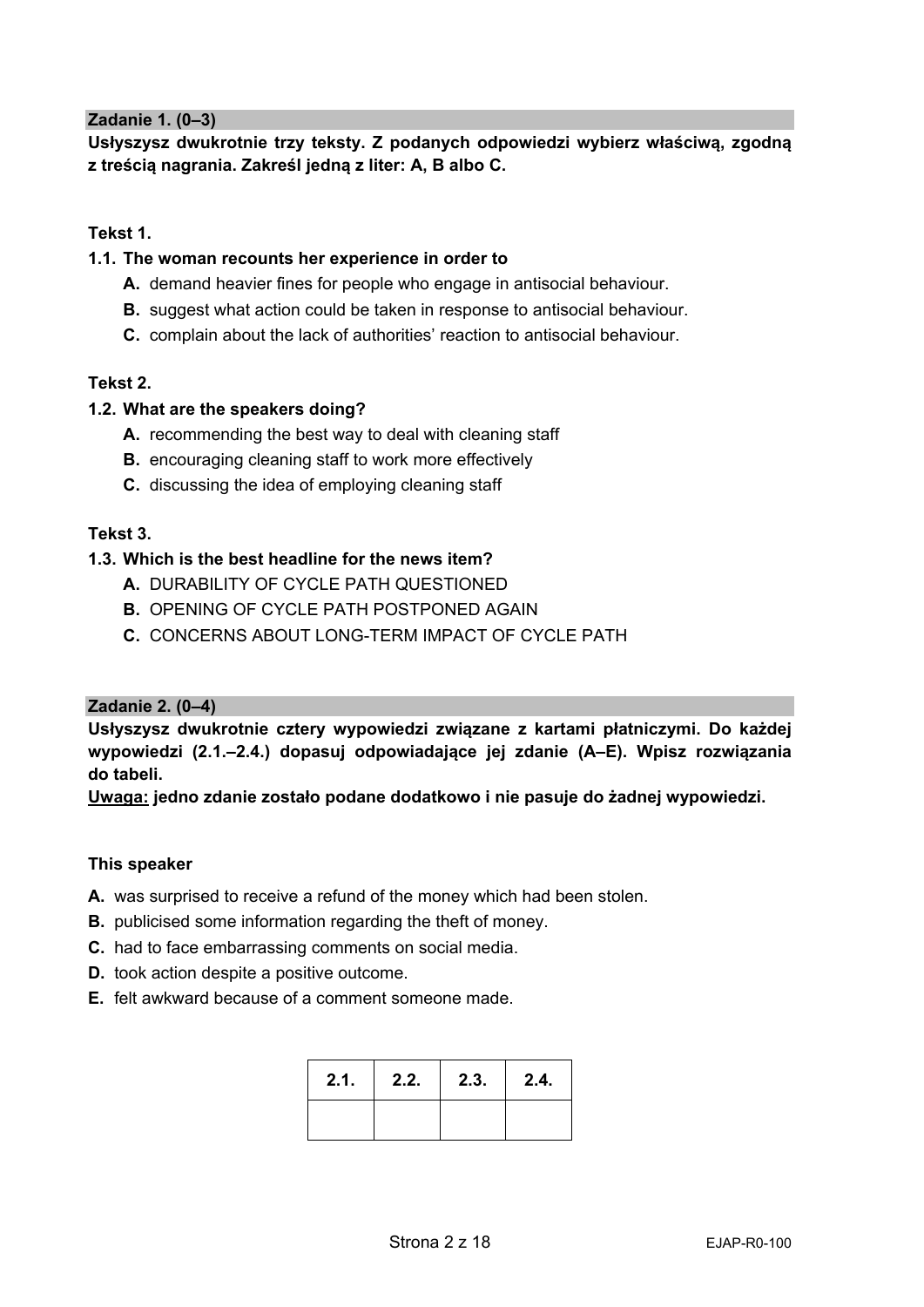## Zadanie 1. (0–3)

**Usłyszysz dwukrotnie trzy teksty. Z podanych odpowiedzi wybierz właściwą, zgodną z treścią nagrania. Zakreśl jedną z liter: A, B albo C.**

**Tekst 1.**

**1.1. The woman recounts her experience in order to**

- **A.** demand heavier fines for people who engage in antisocial behaviour.
- **B.** suggest what action could be taken in response to antisocial behaviour.
- **C.** complain about the lack of authorities' reaction to antisocial behaviour.

**Tekst 2.**

**1.2. What are the speakers doing?**

- **A.** recommending the best way to deal with cleaning staff
- **B.** encouraging cleaning staff to work more effectively
- **C.** discussing the idea of employing cleaning staff

**Tekst 3.**

**1.3. Which is the best headline for the news item?**

- **A.** DURABILITY OF CYCLE PATH QUESTIONED
- **B.** OPENING OF CYCLE PATH POSTPONED AGAIN
- **C.** CONCERNS ABOUT LONG-TERM IMPACT OF CYCLE PATH

## Zadanie 2. (0–4)

**Usłyszysz dwukrotnie cztery wypowiedzi związane z kartami płatniczymi. Do każdej wypowiedzi (2.1.–2.4.) dopasuj odpowiadające jej zdanie (A–E). Wpisz rozwiązania do tabeli.**

<u>**Uwaga:**</u> **jedno zdanie zostało podane dodatkowo i nie pasuje do żadnej wypowiedzi.**

**This speaker**

- **A.** was surprised to receive a refund of the money which had been stolen.
- **B.** publicised some information regarding the theft of money.
- **C.** had to face embarrassing comments on social media.
- **D.** took action despite a positive outcome.
- **E.** felt awkward because of a comment someone made.

| 2.1. | 2.2. | 2.3. | 2.4. |
|---|---|---|---|
| | | | |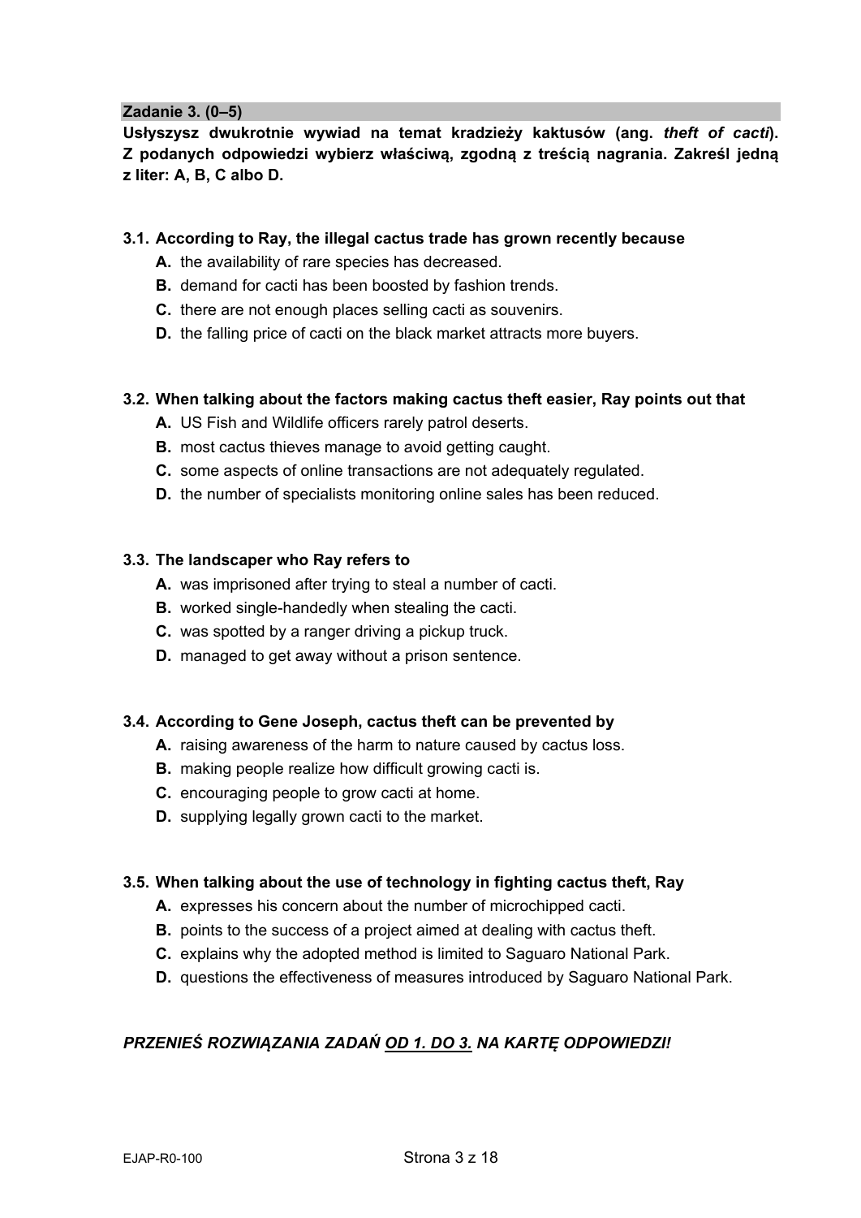**Zadanie 3. (0–5)**

**Usłyszysz dwukrotnie wywiad na temat kradzieży kaktusów (ang. *theft of cacti*). Z podanych odpowiedzi wybierz właściwą, zgodną z treścią nagrania. Zakreśl jedną z liter: A, B, C albo D.**

**3.1. According to Ray, the illegal cactus trade has grown recently because**

- **A.** the availability of rare species has decreased.
- **B.** demand for cacti has been boosted by fashion trends.
- **C.** there are not enough places selling cacti as souvenirs.
- **D.** the falling price of cacti on the black market attracts more buyers.

**3.2. When talking about the factors making cactus theft easier, Ray points out that**

- **A.** US Fish and Wildlife officers rarely patrol deserts.
- **B.** most cactus thieves manage to avoid getting caught.
- **C.** some aspects of online transactions are not adequately regulated.
- **D.** the number of specialists monitoring online sales has been reduced.

**3.3. The landscaper who Ray refers to**

- **A.** was imprisoned after trying to steal a number of cacti.
- **B.** worked single-handedly when stealing the cacti.
- **C.** was spotted by a ranger driving a pickup truck.
- **D.** managed to get away without a prison sentence.

**3.4. According to Gene Joseph, cactus theft can be prevented by**

- **A.** raising awareness of the harm to nature caused by cactus loss.
- **B.** making people realize how difficult growing cacti is.
- **C.** encouraging people to grow cacti at home.
- **D.** supplying legally grown cacti to the market.

**3.5. When talking about the use of technology in fighting cactus theft, Ray**

- **A.** expresses his concern about the number of microchipped cacti.
- **B.** points to the success of a project aimed at dealing with cactus theft.
- **C.** explains why the adopted method is limited to Saguaro National Park.
- **D.** questions the effectiveness of measures introduced by Saguaro National Park.

***PRZENIEŚ ROZWIĄZANIA ZADAŃ OD 1. DO 3. NA KARTĘ ODPOWIEDZI!***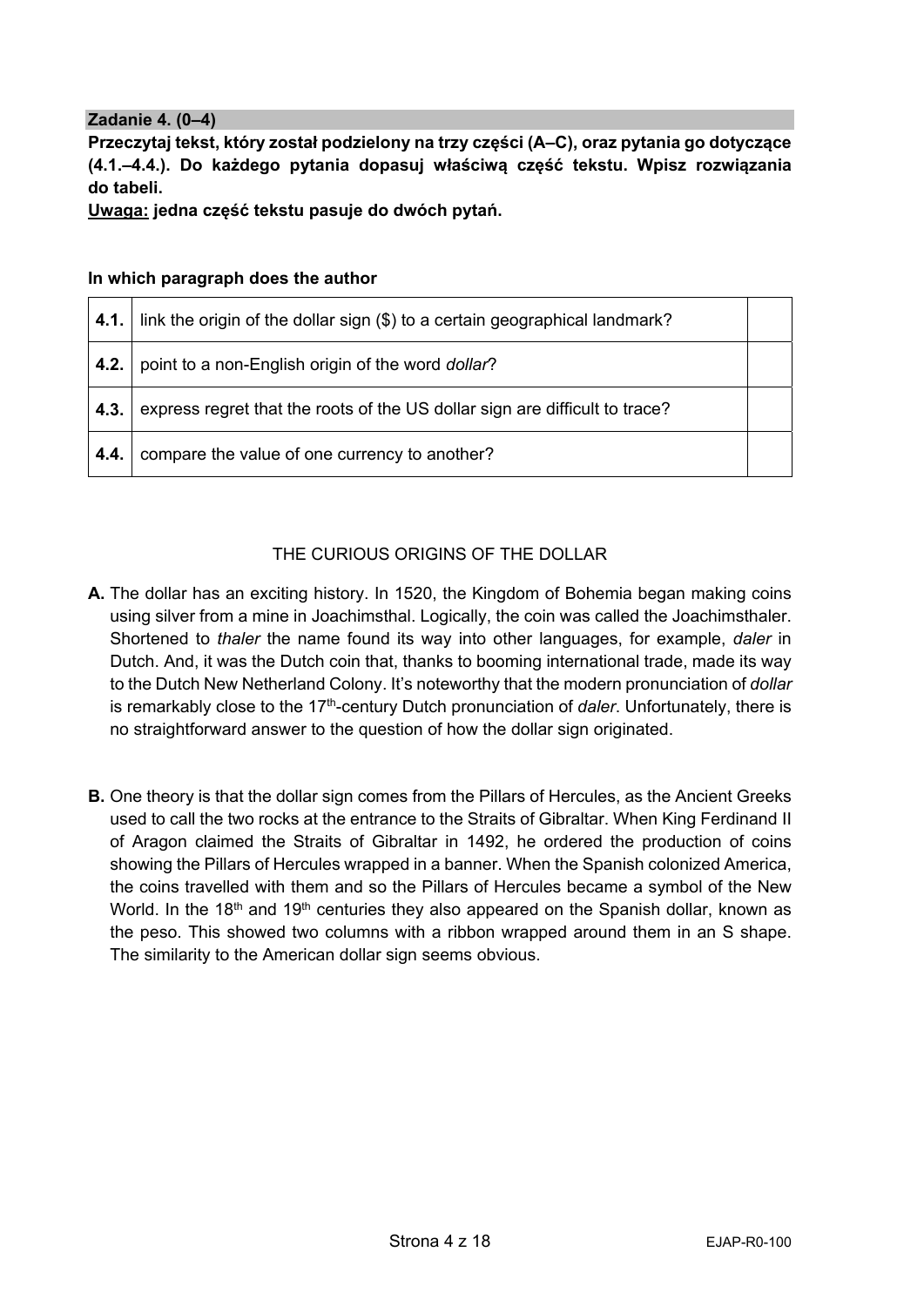**Zadanie 4. (0–4)**

**Przeczytaj tekst, który został podzielony na trzy części (A–C), oraz pytania go dotyczące (4.1.–4.4.). Do każdego pytania dopasuj właściwą część tekstu. Wpisz rozwiązania do tabeli.**

**Uwaga: jedna część tekstu pasuje do dwóch pytań.**

**In which paragraph does the author**

| | | |
|---|---|---|
| **4.1.** | link the origin of the dollar sign ($) to a certain geographical landmark? | |
| **4.2.** | point to a non-English origin of the word *dollar*? | |
| **4.3.** | express regret that the roots of the US dollar sign are difficult to trace? | |
| **4.4.** | compare the value of one currency to another? | |

THE CURIOUS ORIGINS OF THE DOLLAR

**A.** The dollar has an exciting history. In 1520, the Kingdom of Bohemia began making coins using silver from a mine in Joachimsthal. Logically, the coin was called the Joachimsthaler. Shortened to *thaler* the name found its way into other languages, for example, *daler* in Dutch. And, it was the Dutch coin that, thanks to booming international trade, made its way to the Dutch New Netherland Colony. It's noteworthy that the modern pronunciation of *dollar* is remarkably close to the 17th-century Dutch pronunciation of *daler*. Unfortunately, there is no straightforward answer to the question of how the dollar sign originated.

**B.** One theory is that the dollar sign comes from the Pillars of Hercules, as the Ancient Greeks used to call the two rocks at the entrance to the Straits of Gibraltar. When King Ferdinand II of Aragon claimed the Straits of Gibraltar in 1492, he ordered the production of coins showing the Pillars of Hercules wrapped in a banner. When the Spanish colonized America, the coins travelled with them and so the Pillars of Hercules became a symbol of the New World. In the 18th and 19th centuries they also appeared on the Spanish dollar, known as the peso. This showed two columns with a ribbon wrapped around them in an S shape. The similarity to the American dollar sign seems obvious.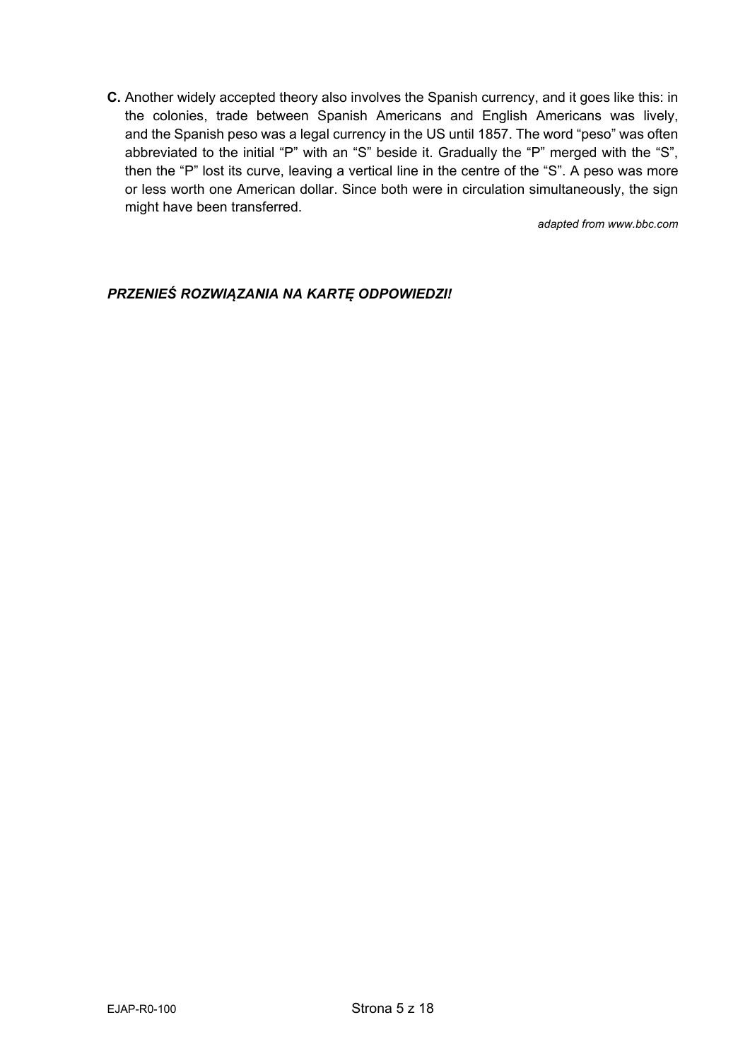**C.** Another widely accepted theory also involves the Spanish currency, and it goes like this: in the colonies, trade between Spanish Americans and English Americans was lively, and the Spanish peso was a legal currency in the US until 1857. The word "peso" was often abbreviated to the initial "P" with an "S" beside it. Gradually the "P" merged with the "S", then the "P" lost its curve, leaving a vertical line in the centre of the "S". A peso was more or less worth one American dollar. Since both were in circulation simultaneously, the sign might have been transferred.

*adapted from www.bbc.com*

***PRZENIEŚ ROZWIĄZANIA NA KARTĘ ODPOWIEDZI!***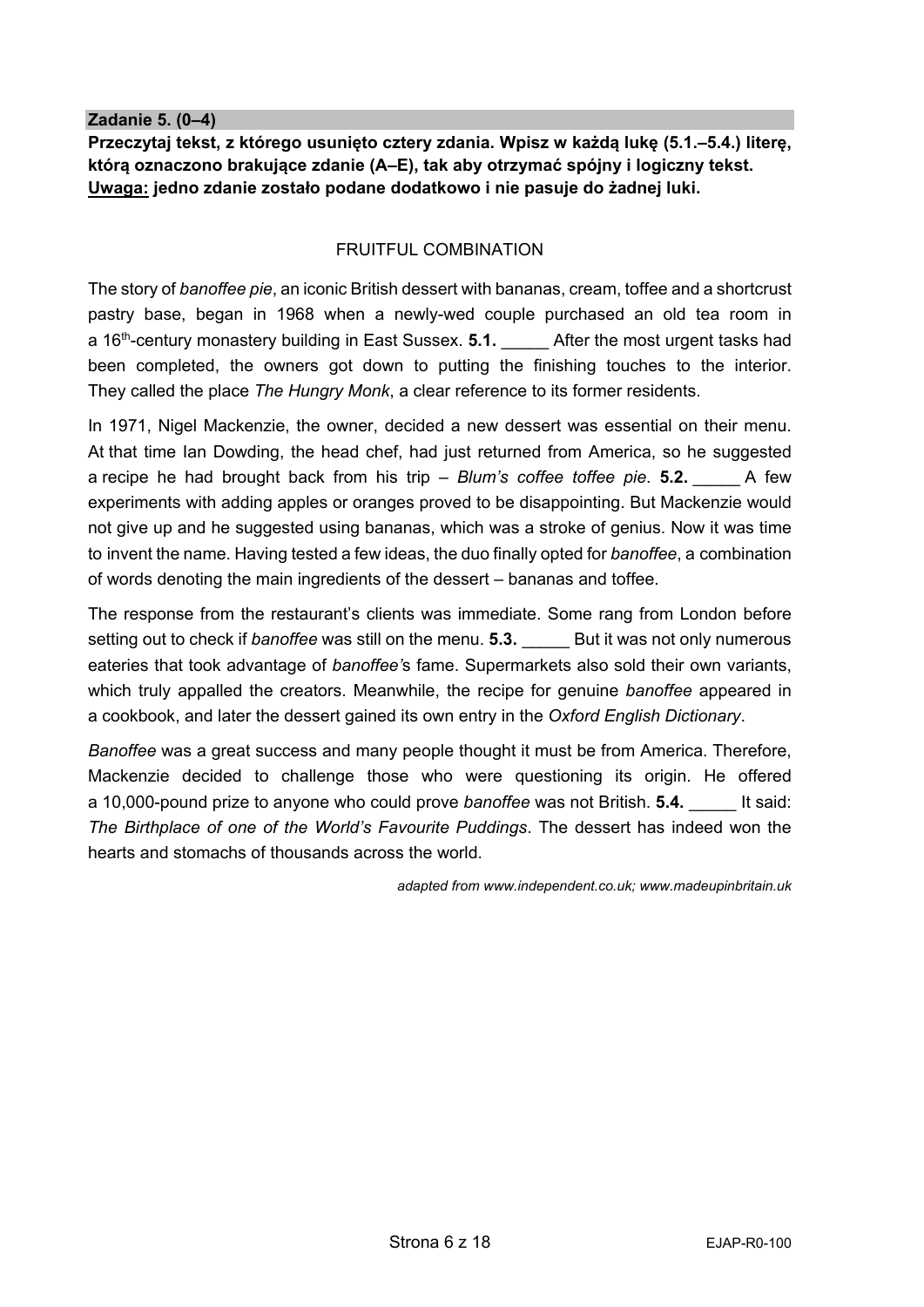**Zadanie 5. (0–4)**

**Przeczytaj tekst, z którego usunięto cztery zdania. Wpisz w każdą lukę (5.1.–5.4.) literę, którą oznaczono brakujące zdanie (A–E), tak aby otrzymać spójny i logiczny tekst.** **<u>Uwaga:</u> jedno zdanie zostało podane dodatkowo i nie pasuje do żadnej luki.**

FRUITFUL COMBINATION

The story of *banoffee pie*, an iconic British dessert with bananas, cream, toffee and a shortcrust pastry base, began in 1968 when a newly-wed couple purchased an old tea room in a 16th-century monastery building in East Sussex. **5.1.** _____ After the most urgent tasks had been completed, the owners got down to putting the finishing touches to the interior. They called the place *The Hungry Monk*, a clear reference to its former residents.

In 1971, Nigel Mackenzie, the owner, decided a new dessert was essential on their menu. At that time Ian Dowding, the head chef, had just returned from America, so he suggested a recipe he had brought back from his trip – *Blum's coffee toffee pie*. **5.2.** _____ A few experiments with adding apples or oranges proved to be disappointing. But Mackenzie would not give up and he suggested using bananas, which was a stroke of genius. Now it was time to invent the name. Having tested a few ideas, the duo finally opted for *banoffee*, a combination of words denoting the main ingredients of the dessert – bananas and toffee.

The response from the restaurant's clients was immediate. Some rang from London before setting out to check if *banoffee* was still on the menu. **5.3.** _____ But it was not only numerous eateries that took advantage of *banoffee*'s fame. Supermarkets also sold their own variants, which truly appalled the creators. Meanwhile, the recipe for genuine *banoffee* appeared in a cookbook, and later the dessert gained its own entry in the *Oxford English Dictionary*.

*Banoffee* was a great success and many people thought it must be from America. Therefore, Mackenzie decided to challenge those who were questioning its origin. He offered a 10,000-pound prize to anyone who could prove *banoffee* was not British. **5.4.** _____ It said: *The Birthplace of one of the World's Favourite Puddings*. The dessert has indeed won the hearts and stomachs of thousands across the world.

*adapted from www.independent.co.uk; www.madeupinbritain.uk*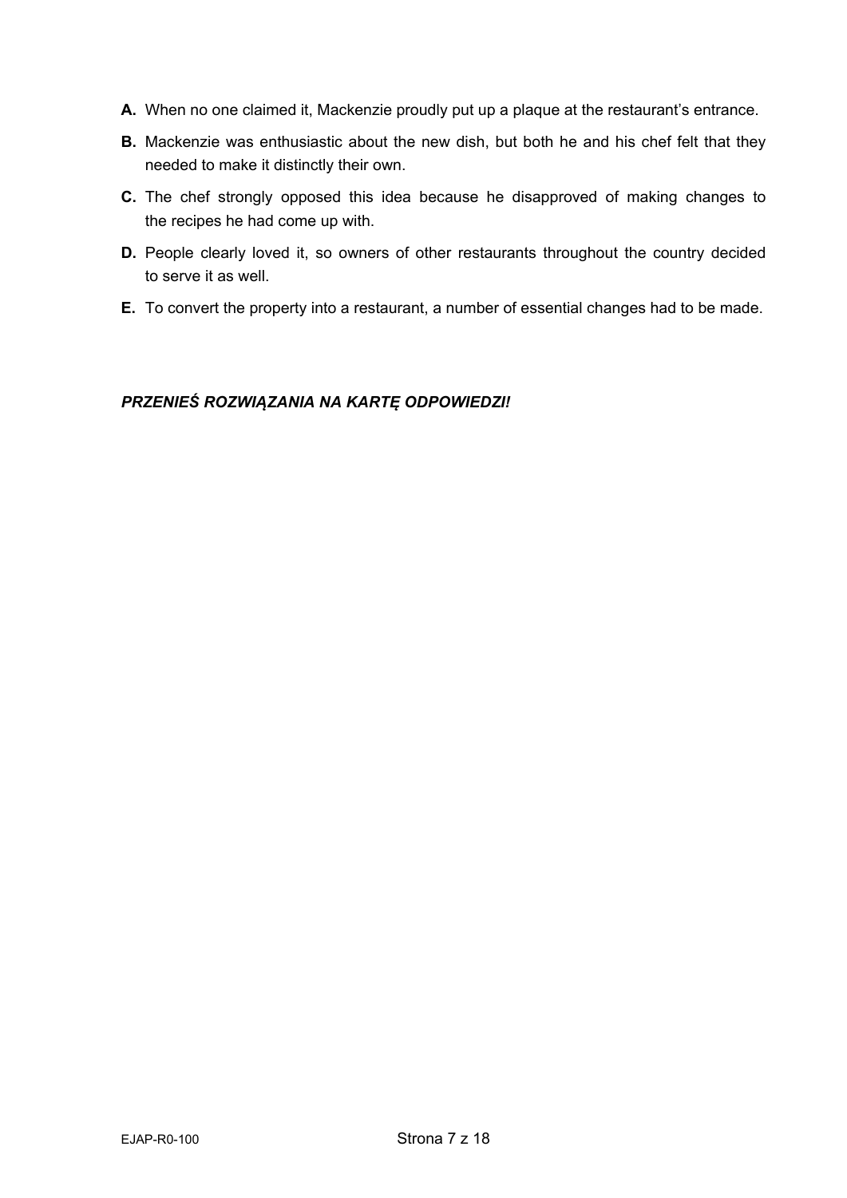**A.** When no one claimed it, Mackenzie proudly put up a plaque at the restaurant's entrance.

**B.** Mackenzie was enthusiastic about the new dish, but both he and his chef felt that they needed to make it distinctly their own.

**C.** The chef strongly opposed this idea because he disapproved of making changes to the recipes he had come up with.

**D.** People clearly loved it, so owners of other restaurants throughout the country decided to serve it as well.

**E.** To convert the property into a restaurant, a number of essential changes had to be made.

***PRZENIEŚ ROZWIĄZANIA NA KARTĘ ODPOWIEDZI!***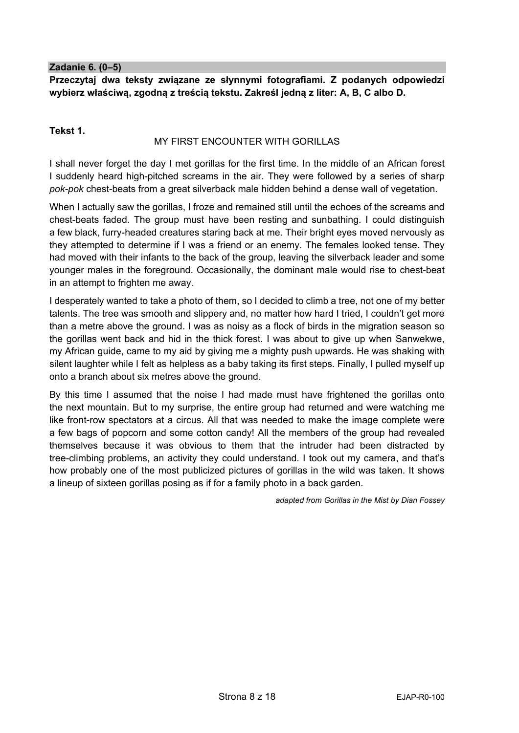**Zadanie 6. (0–5)**

**Przeczytaj dwa teksty związane ze słynnymi fotografiami. Z podanych odpowiedzi wybierz właściwą, zgodną z treścią tekstu. Zakreśl jedną z liter: A, B, C albo D.**

**Tekst 1.**

MY FIRST ENCOUNTER WITH GORILLAS

I shall never forget the day I met gorillas for the first time. In the middle of an African forest I suddenly heard high-pitched screams in the air. They were followed by a series of sharp *pok-pok* chest-beats from a great silverback male hidden behind a dense wall of vegetation.

When I actually saw the gorillas, I froze and remained still until the echoes of the screams and chest-beats faded. The group must have been resting and sunbathing. I could distinguish a few black, furry-headed creatures staring back at me. Their bright eyes moved nervously as they attempted to determine if I was a friend or an enemy. The females looked tense. They had moved with their infants to the back of the group, leaving the silverback leader and some younger males in the foreground. Occasionally, the dominant male would rise to chest-beat in an attempt to frighten me away.

I desperately wanted to take a photo of them, so I decided to climb a tree, not one of my better talents. The tree was smooth and slippery and, no matter how hard I tried, I couldn't get more than a metre above the ground. I was as noisy as a flock of birds in the migration season so the gorillas went back and hid in the thick forest. I was about to give up when Sanwekwe, my African guide, came to my aid by giving me a mighty push upwards. He was shaking with silent laughter while I felt as helpless as a baby taking its first steps. Finally, I pulled myself up onto a branch about six metres above the ground.

By this time I assumed that the noise I had made must have frightened the gorillas onto the next mountain. But to my surprise, the entire group had returned and were watching me like front-row spectators at a circus. All that was needed to make the image complete were a few bags of popcorn and some cotton candy! All the members of the group had revealed themselves because it was obvious to them that the intruder had been distracted by tree-climbing problems, an activity they could understand. I took out my camera, and that's how probably one of the most publicized pictures of gorillas in the wild was taken. It shows a lineup of sixteen gorillas posing as if for a family photo in a back garden.

*adapted from Gorillas in the Mist by Dian Fossey*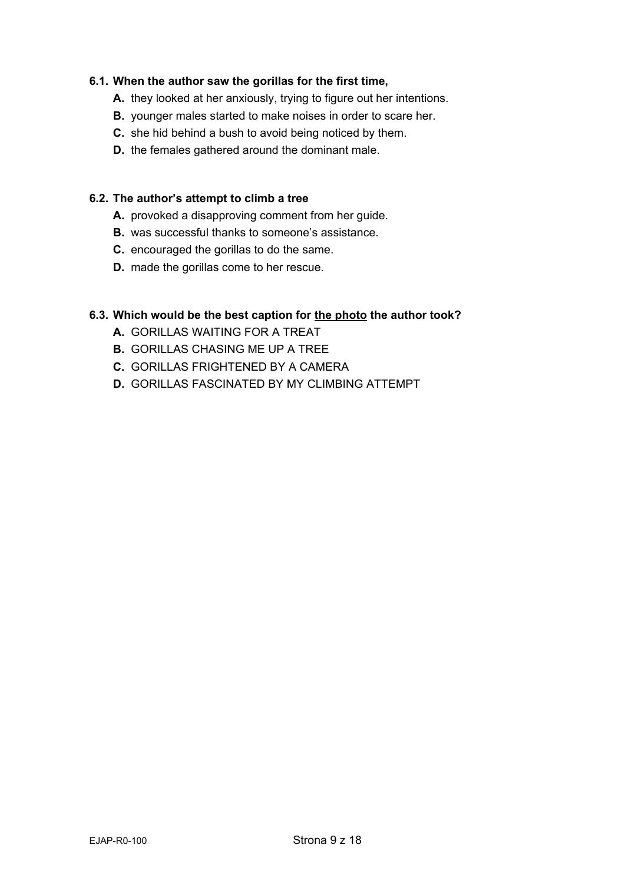**6.1. When the author saw the gorillas for the first time,**

- **A.** they looked at her anxiously, trying to figure out her intentions.
- **B.** younger males started to make noises in order to scare her.
- **C.** she hid behind a bush to avoid being noticed by them.
- **D.** the females gathered around the dominant male.

**6.2. The author's attempt to climb a tree**

- **A.** provoked a disapproving comment from her guide.
- **B.** was successful thanks to someone's assistance.
- **C.** encouraged the gorillas to do the same.
- **D.** made the gorillas come to her rescue.

**6.3. Which would be the best caption for <u>the photo</u> the author took?**

- **A.** GORILLAS WAITING FOR A TREAT
- **B.** GORILLAS CHASING ME UP A TREE
- **C.** GORILLAS FRIGHTENED BY A CAMERA
- **D.** GORILLAS FASCINATED BY MY CLIMBING ATTEMPT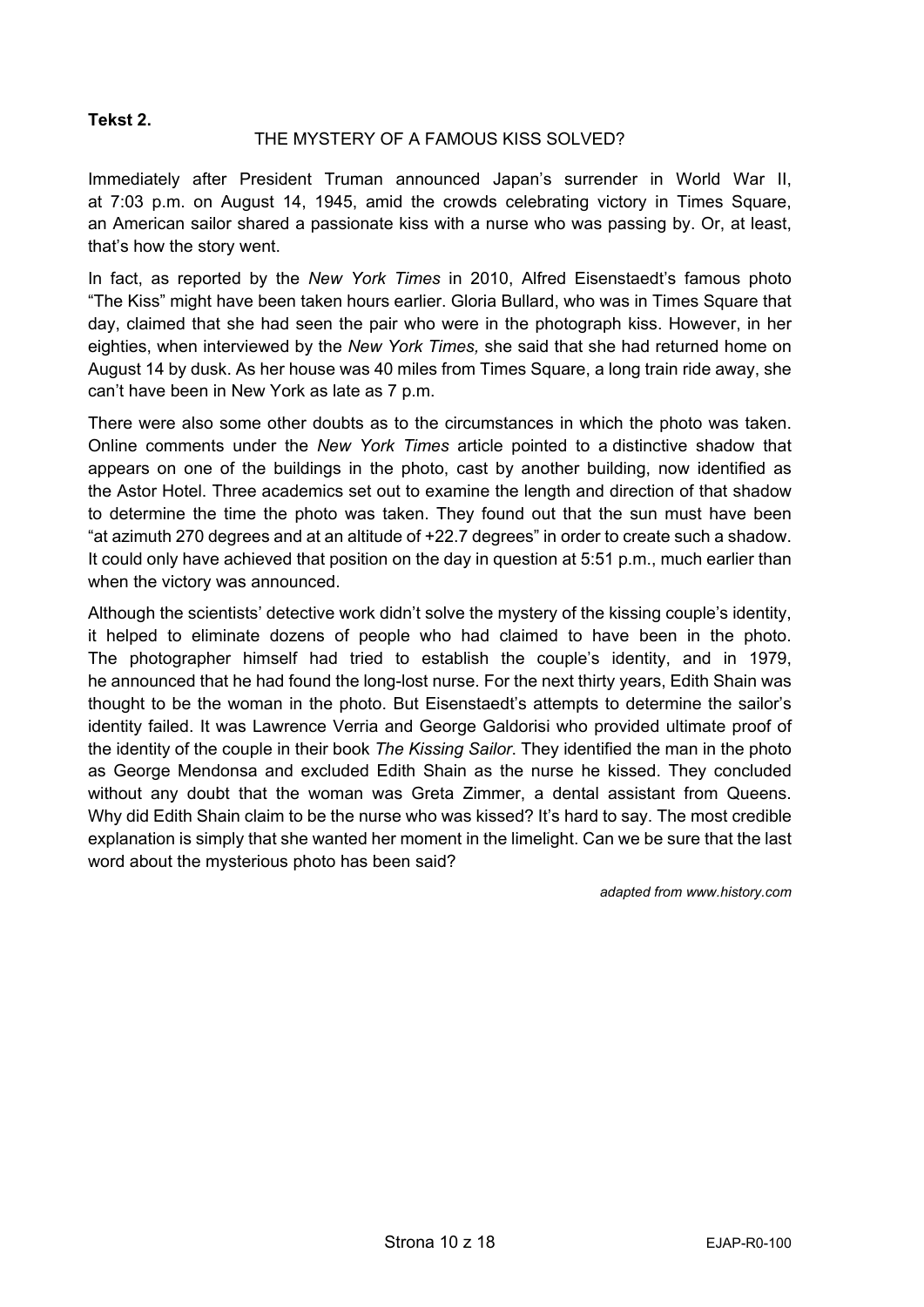**Tekst 2.**

## THE MYSTERY OF A FAMOUS KISS SOLVED?

Immediately after President Truman announced Japan's surrender in World War II, at 7:03 p.m. on August 14, 1945, amid the crowds celebrating victory in Times Square, an American sailor shared a passionate kiss with a nurse who was passing by. Or, at least, that's how the story went.

In fact, as reported by the *New York Times* in 2010, Alfred Eisenstaedt's famous photo "The Kiss" might have been taken hours earlier. Gloria Bullard, who was in Times Square that day, claimed that she had seen the pair who were in the photograph kiss. However, in her eighties, when interviewed by the *New York Times,* she said that she had returned home on August 14 by dusk. As her house was 40 miles from Times Square, a long train ride away, she can't have been in New York as late as 7 p.m.

There were also some other doubts as to the circumstances in which the photo was taken. Online comments under the *New York Times* article pointed to a distinctive shadow that appears on one of the buildings in the photo, cast by another building, now identified as the Astor Hotel. Three academics set out to examine the length and direction of that shadow to determine the time the photo was taken. They found out that the sun must have been "at azimuth 270 degrees and at an altitude of +22.7 degrees" in order to create such a shadow. It could only have achieved that position on the day in question at 5:51 p.m., much earlier than when the victory was announced.

Although the scientists' detective work didn't solve the mystery of the kissing couple's identity, it helped to eliminate dozens of people who had claimed to have been in the photo. The photographer himself had tried to establish the couple's identity, and in 1979, he announced that he had found the long-lost nurse. For the next thirty years, Edith Shain was thought to be the woman in the photo. But Eisenstaedt's attempts to determine the sailor's identity failed. It was Lawrence Verria and George Galdorisi who provided ultimate proof of the identity of the couple in their book *The Kissing Sailor.* They identified the man in the photo as George Mendonsa and excluded Edith Shain as the nurse he kissed. They concluded without any doubt that the woman was Greta Zimmer, a dental assistant from Queens. Why did Edith Shain claim to be the nurse who was kissed? It's hard to say. The most credible explanation is simply that she wanted her moment in the limelight. Can we be sure that the last word about the mysterious photo has been said?

*adapted from www.history.com*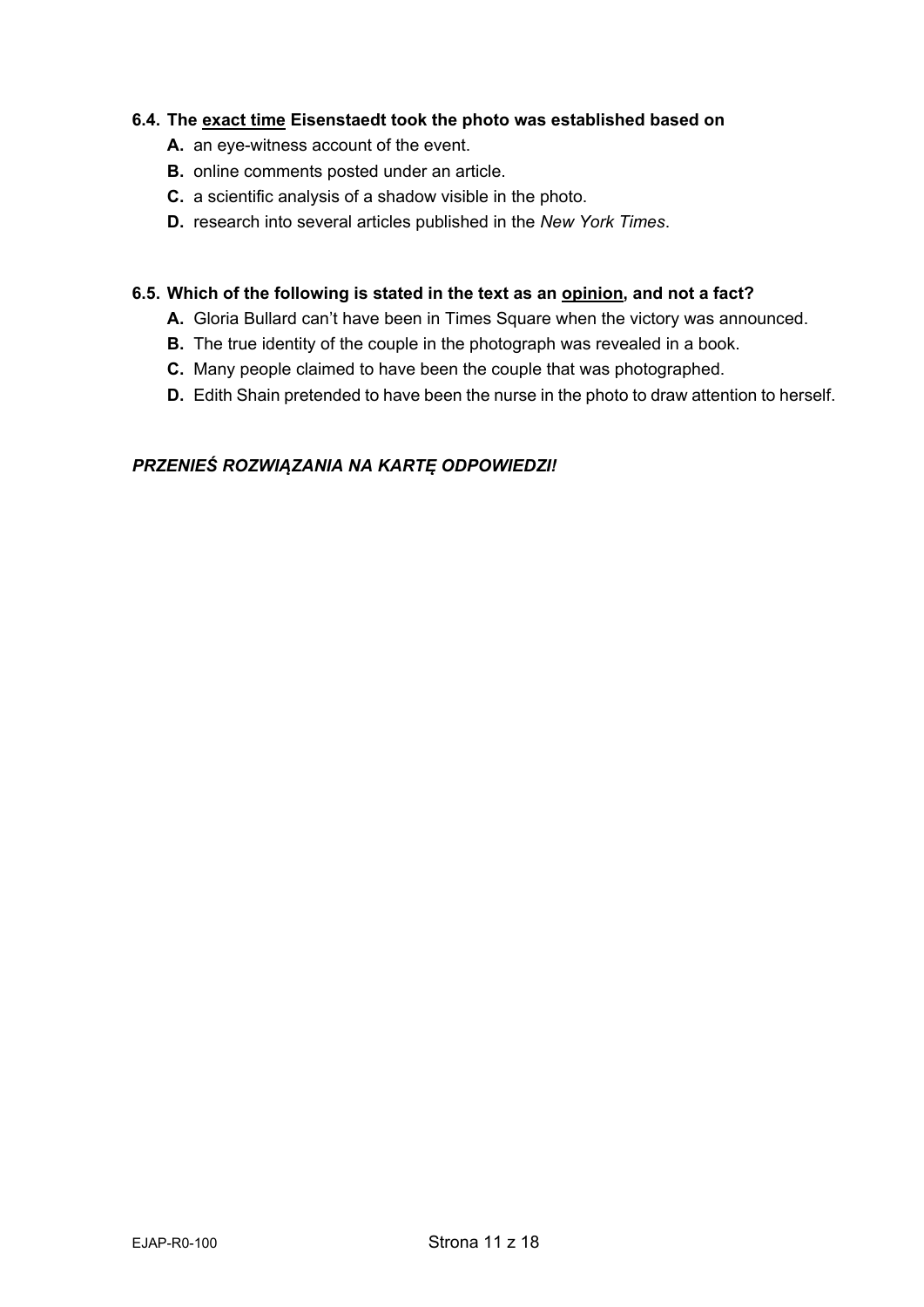**6.4. The <u>exact time</u> Eisenstaedt took the photo was established based on**

**A.** an eye-witness account of the event.
**B.** online comments posted under an article.
**C.** a scientific analysis of a shadow visible in the photo.
**D.** research into several articles published in the *New York Times*.

**6.5. Which of the following is stated in the text as an <u>opinion</u>, and not a fact?**

**A.** Gloria Bullard can't have been in Times Square when the victory was announced.
**B.** The true identity of the couple in the photograph was revealed in a book.
**C.** Many people claimed to have been the couple that was photographed.
**D.** Edith Shain pretended to have been the nurse in the photo to draw attention to herself.

***PRZENIEŚ ROZWIĄZANIA NA KARTĘ ODPOWIEDZI!***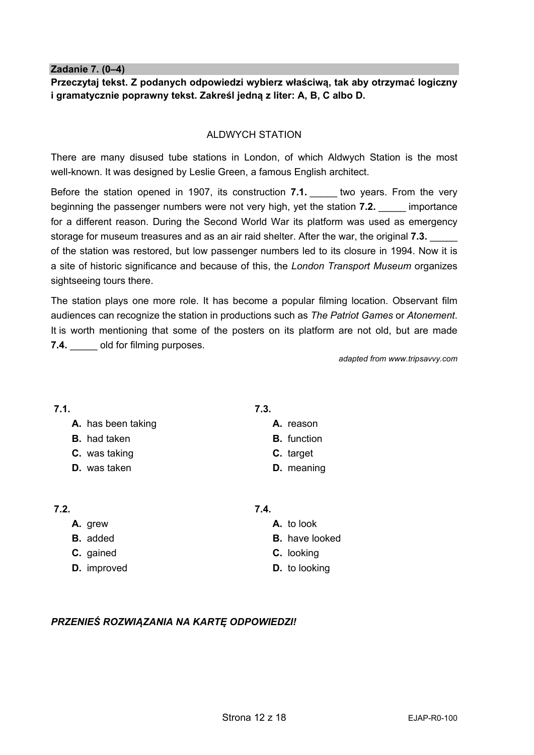**Zadanie 7. (0–4)**

**Przeczytaj tekst. Z podanych odpowiedzi wybierz właściwą, tak aby otrzymać logiczny i gramatycznie poprawny tekst. Zakreśl jedną z liter: A, B, C albo D.**

ALDWYCH STATION

There are many disused tube stations in London, of which Aldwych Station is the most well-known. It was designed by Leslie Green, a famous English architect.

Before the station opened in 1907, its construction **7.1.** _____ two years. From the very beginning the passenger numbers were not very high, yet the station **7.2.** _____ importance for a different reason. During the Second World War its platform was used as emergency storage for museum treasures and as an air raid shelter. After the war, the original **7.3.** _____ of the station was restored, but low passenger numbers led to its closure in 1994. Now it is a site of historic significance and because of this, the *London Transport Museum* organizes sightseeing tours there.

The station plays one more role. It has become a popular filming location. Observant film audiences can recognize the station in productions such as *The Patriot Games* or *Atonement*. It is worth mentioning that some of the posters on its platform are not old, but are made **7.4.** _____ old for filming purposes.

*adapted from www.tripsavvy.com*

**7.1.**

**A.** has been taking
**B.** had taken
**C.** was taking
**D.** was taken

**7.2.**

**A.** grew
**B.** added
**C.** gained
**D.** improved

**7.3.**

**A.** reason
**B.** function
**C.** target
**D.** meaning

**7.4.**

**A.** to look
**B.** have looked
**C.** looking
**D.** to looking

***PRZENIEŚ ROZWIĄZANIA NA KARTĘ ODPOWIEDZI!***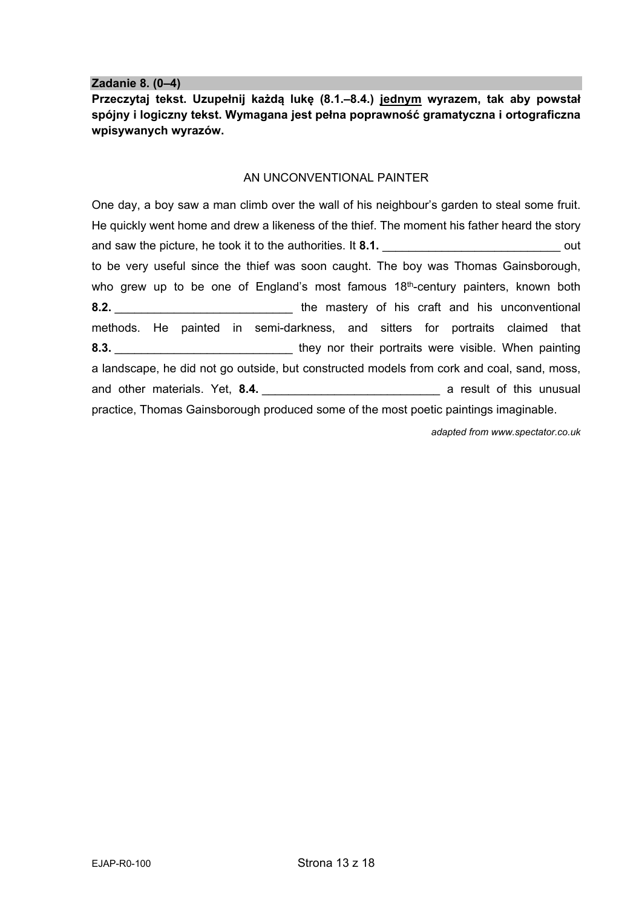**Zadanie 8. (0–4)**

**Przeczytaj tekst. Uzupełnij każdą lukę (8.1.–8.4.) jednym wyrazem, tak aby powstał spójny i logiczny tekst. Wymagana jest pełna poprawność gramatyczna i ortograficzna wpisywanych wyrazów.**

AN UNCONVENTIONAL PAINTER

One day, a boy saw a man climb over the wall of his neighbour's garden to steal some fruit. He quickly went home and drew a likeness of the thief. The moment his father heard the story and saw the picture, he took it to the authorities. It **8.1.** ___________________________ out to be very useful since the thief was soon caught. The boy was Thomas Gainsborough, who grew up to be one of England's most famous 18th-century painters, known both **8.2.** ___________________________ the mastery of his craft and his unconventional methods. He painted in semi-darkness, and sitters for portraits claimed that **8.3.** ___________________________ they nor their portraits were visible. When painting a landscape, he did not go outside, but constructed models from cork and coal, sand, moss, and other materials. Yet, **8.4.** ___________________________ a result of this unusual practice, Thomas Gainsborough produced some of the most poetic paintings imaginable.

*adapted from www.spectator.co.uk*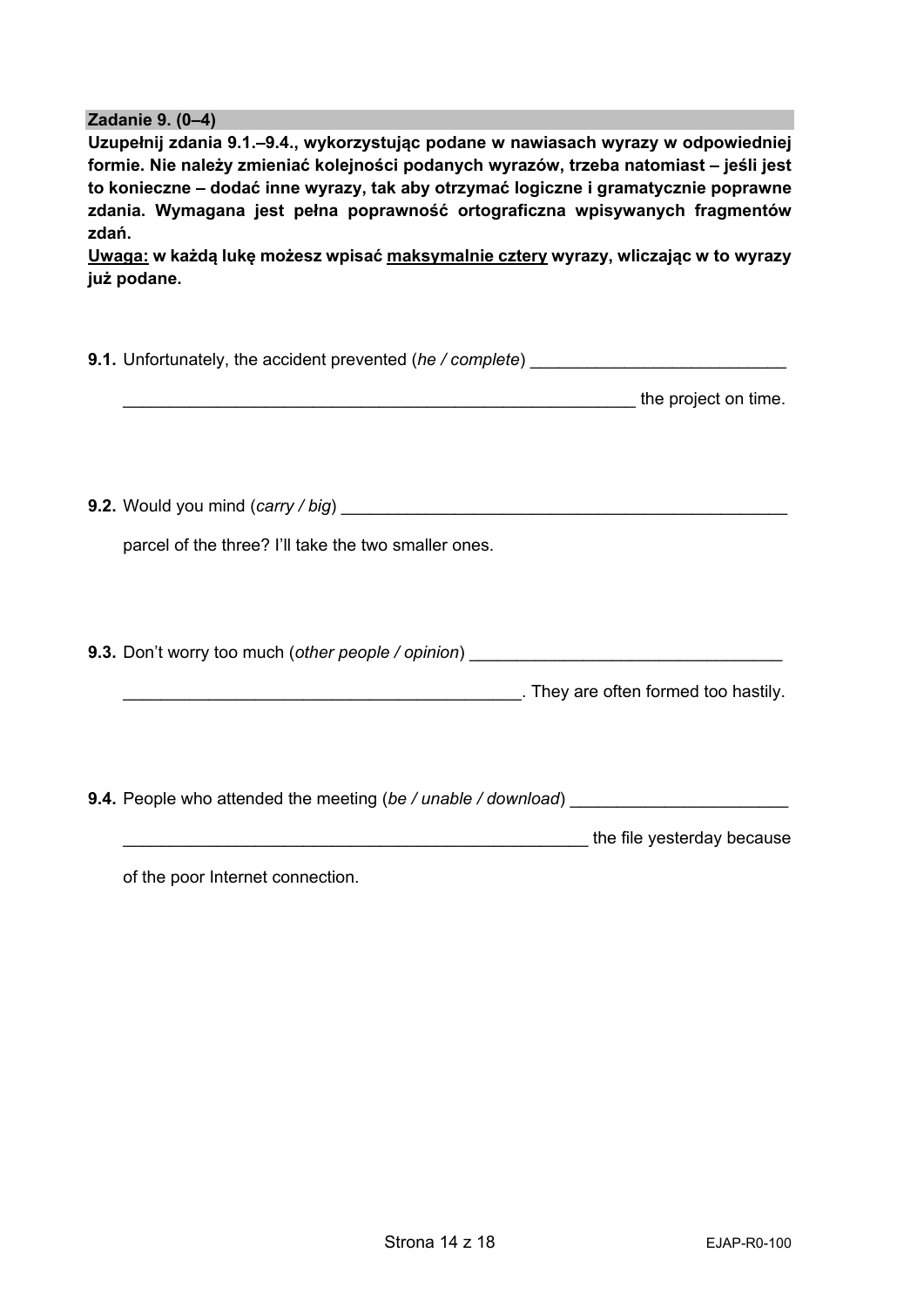**Zadanie 9. (0–4)**

**Uzupełnij zdania 9.1.–9.4., wykorzystując podane w nawiasach wyrazy w odpowiedniej formie. Nie należy zmieniać kolejności podanych wyrazów, trzeba natomiast – jeśli jest to konieczne – dodać inne wyrazy, tak aby otrzymać logiczne i gramatycznie poprawne zdania. Wymagana jest pełna poprawność ortograficzna wpisywanych fragmentów zdań.**

**<u>Uwaga:</u> w każdą lukę możesz wpisać <u>maksymalnie cztery</u> wyrazy, wliczając w to wyrazy już podane.**

**9.1.** Unfortunately, the accident prevented (*he / complete*) ____________________________ ____________________________________________________________ the project on time.

**9.2.** Would you mind (*carry / big*) ____________________________________________________ parcel of the three? I'll take the two smaller ones.

**9.3.** Don't worry too much (*other people / opinion*) __________________________________ ____________________________________________. They are often formed too hastily.

**9.4.** People who attended the meeting (*be / unable / download*) ________________________ ____________________________________________________ the file yesterday because of the poor Internet connection.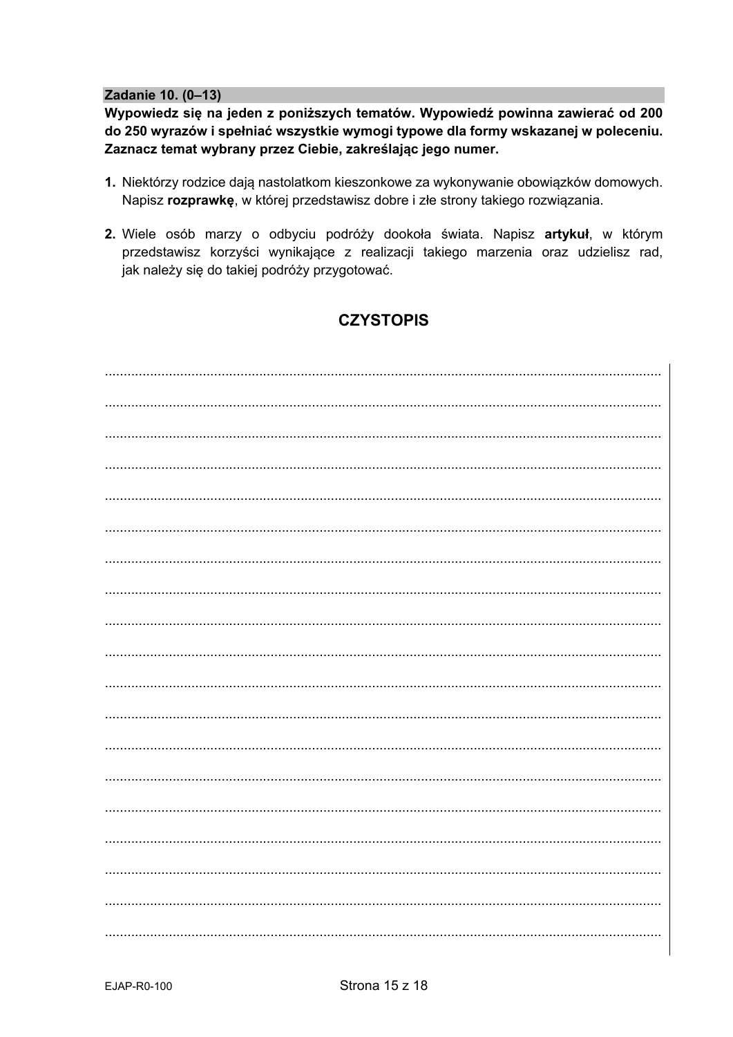## Zadanie 10. (0–13)

**Wypowiedz się na jeden z poniższych tematów. Wypowiedź powinna zawierać od 200 do 250 wyrazów i spełniać wszystkie wymogi typowe dla formy wskazanej w poleceniu. Zaznacz temat wybrany przez Ciebie, zakreślając jego numer.**

1. Niektórzy rodzice dają nastolatkom kieszonkowe za wykonywanie obowiązków domowych. Napisz **rozprawkę**, w której przedstawisz dobre i złe strony takiego rozwiązania.

2. Wiele osób marzy o odbyciu podróży dookoła świata. Napisz **artykuł**, w którym przedstawisz korzyści wynikające z realizacji takiego marzenia oraz udzielisz rad, jak należy się do takiej podróży przygotować.

## CZYSTOPIS

..................................................................................................................................................

..................................................................................................................................................

..................................................................................................................................................

..................................................................................................................................................

..................................................................................................................................................

..................................................................................................................................................

..................................................................................................................................................

..................................................................................................................................................

..................................................................................................................................................

..................................................................................................................................................

..................................................................................................................................................

..................................................................................................................................................

..................................................................................................................................................

..................................................................................................................................................

..................................................................................................................................................

..................................................................................................................................................

..................................................................................................................................................

..................................................................................................................................................

..................................................................................................................................................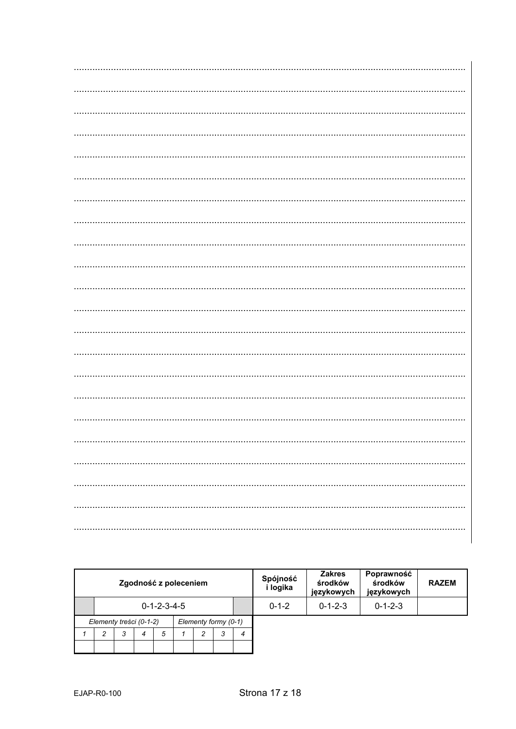| Zgodność z poleceniem | | | | | | | | | Spójność i logika | Zakres środków językowych | Poprawność środków językowych | RAZEM |
|---|---|---|---|---|---|---|---|---|---|---|---|---|
| | 0-1-2-3-4-5 | | | | | | | | 0-1-2 | 0-1-2-3 | 0-1-2-3 | |
| *Elementy treści (0-1-2)* | | | | | *Elementy formy (0-1)* | | | | | | | |
| *1* | *2* | *3* | *4* | *5* | *1* | *2* | *3* | *4* | | | | |
| | | | | | | | | | | | | |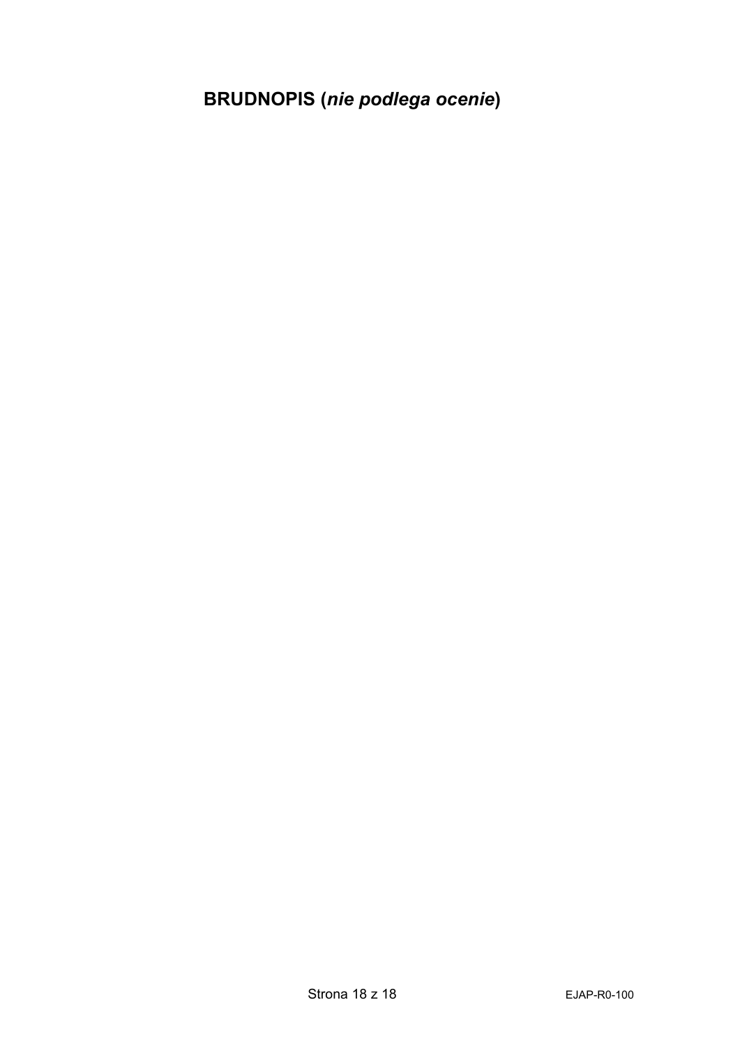**BRUDNOPIS (*nie podlega ocenie*)**